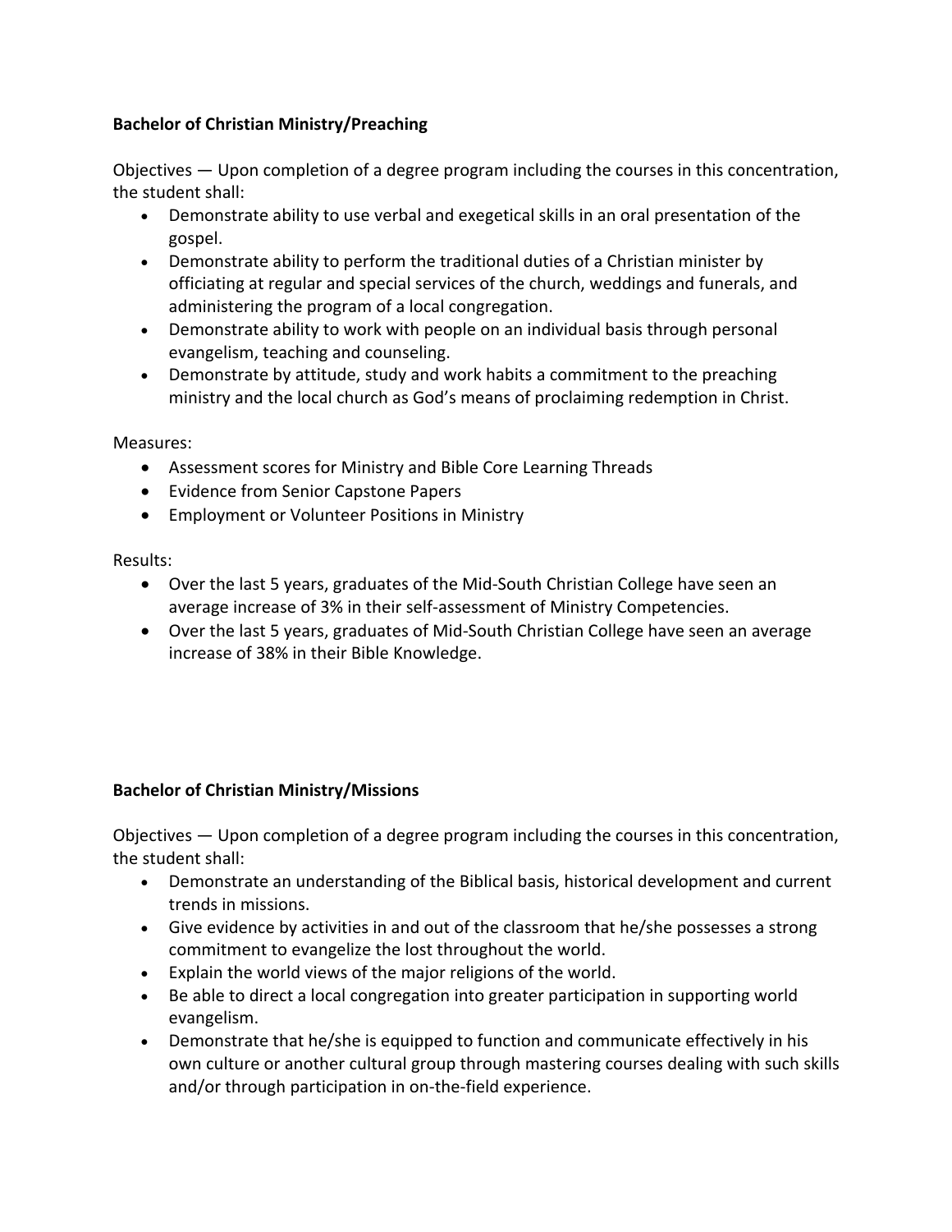**Bachelor of Christian Ministry/Preaching**

Objectives — Upon completion of a degree program including the courses in this concentration, the student shall:

- Demonstrate ability to use verbal and exegetical skills in an oral presentation of the gospel.
- Demonstrate ability to perform the traditional duties of a Christian minister by officiating at regular and special services of the church, weddings and funerals, and administering the program of a local congregation.
- Demonstrate ability to work with people on an individual basis through personal evangelism, teaching and counseling.
- Demonstrate by attitude, study and work habits a commitment to the preaching ministry and the local church as God's means of proclaiming redemption in Christ.

Measures:

- Assessment scores for Ministry and Bible Core Learning Threads
- Evidence from Senior Capstone Papers
- Employment or Volunteer Positions in Ministry

Results:

- Over the last 5 years, graduates of the Mid-South Christian College have seen an average increase of 3% in their self-assessment of Ministry Competencies.
- Over the last 5 years, graduates of Mid-South Christian College have seen an average increase of 38% in their Bible Knowledge.

**Bachelor of Christian Ministry/Missions**

Objectives — Upon completion of a degree program including the courses in this concentration, the student shall:

- Demonstrate an understanding of the Biblical basis, historical development and current trends in missions.
- Give evidence by activities in and out of the classroom that he/she possesses a strong commitment to evangelize the lost throughout the world.
- Explain the world views of the major religions of the world.
- Be able to direct a local congregation into greater participation in supporting world evangelism.
- Demonstrate that he/she is equipped to function and communicate effectively in his own culture or another cultural group through mastering courses dealing with such skills and/or through participation in on-the-field experience.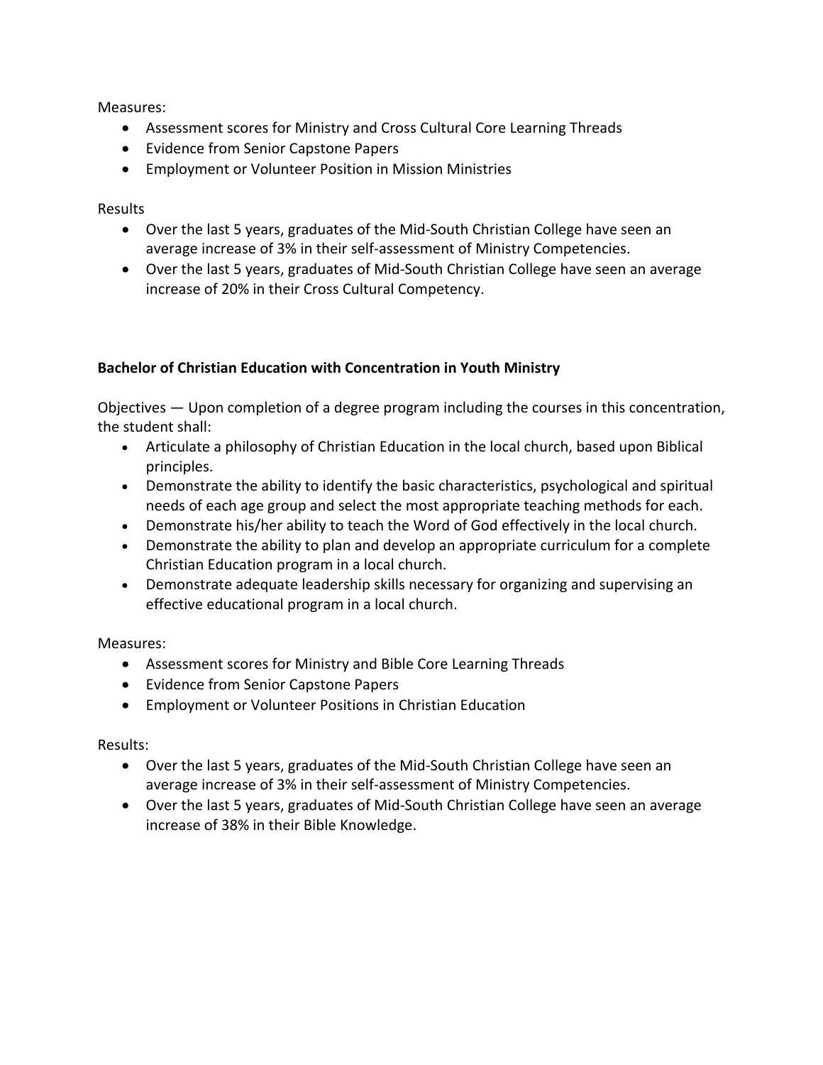Measures:

- Assessment scores for Ministry and Cross Cultural Core Learning Threads
- Evidence from Senior Capstone Papers
- Employment or Volunteer Position in Mission Ministries

Results

- Over the last 5 years, graduates of the Mid-South Christian College have seen an average increase of 3% in their self-assessment of Ministry Competencies.
- Over the last 5 years, graduates of Mid-South Christian College have seen an average increase of 20% in their Cross Cultural Competency.

**Bachelor of Christian Education with Concentration in Youth Ministry**

Objectives — Upon completion of a degree program including the courses in this concentration, the student shall:

- Articulate a philosophy of Christian Education in the local church, based upon Biblical principles.
- Demonstrate the ability to identify the basic characteristics, psychological and spiritual needs of each age group and select the most appropriate teaching methods for each.
- Demonstrate his/her ability to teach the Word of God effectively in the local church.
- Demonstrate the ability to plan and develop an appropriate curriculum for a complete Christian Education program in a local church.
- Demonstrate adequate leadership skills necessary for organizing and supervising an effective educational program in a local church.

Measures:

- Assessment scores for Ministry and Bible Core Learning Threads
- Evidence from Senior Capstone Papers
- Employment or Volunteer Positions in Christian Education

Results:

- Over the last 5 years, graduates of the Mid-South Christian College have seen an average increase of 3% in their self-assessment of Ministry Competencies.
- Over the last 5 years, graduates of Mid-South Christian College have seen an average increase of 38% in their Bible Knowledge.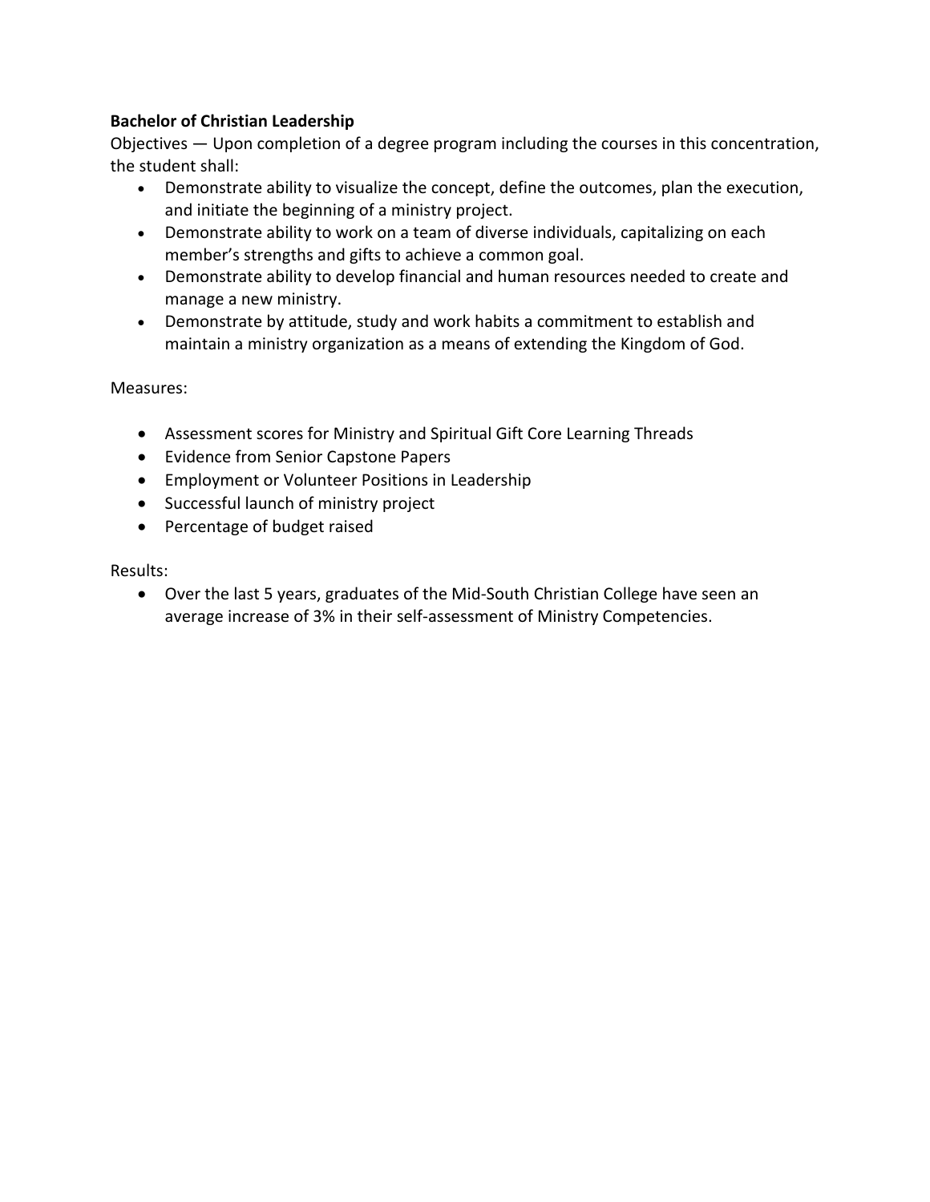**Bachelor of Christian Leadership**

Objectives — Upon completion of a degree program including the courses in this concentration, the student shall:

- Demonstrate ability to visualize the concept, define the outcomes, plan the execution, and initiate the beginning of a ministry project.
- Demonstrate ability to work on a team of diverse individuals, capitalizing on each member's strengths and gifts to achieve a common goal.
- Demonstrate ability to develop financial and human resources needed to create and manage a new ministry.
- Demonstrate by attitude, study and work habits a commitment to establish and maintain a ministry organization as a means of extending the Kingdom of God.

Measures:

- Assessment scores for Ministry and Spiritual Gift Core Learning Threads
- Evidence from Senior Capstone Papers
- Employment or Volunteer Positions in Leadership
- Successful launch of ministry project
- Percentage of budget raised

Results:

- Over the last 5 years, graduates of the Mid-South Christian College have seen an average increase of 3% in their self-assessment of Ministry Competencies.